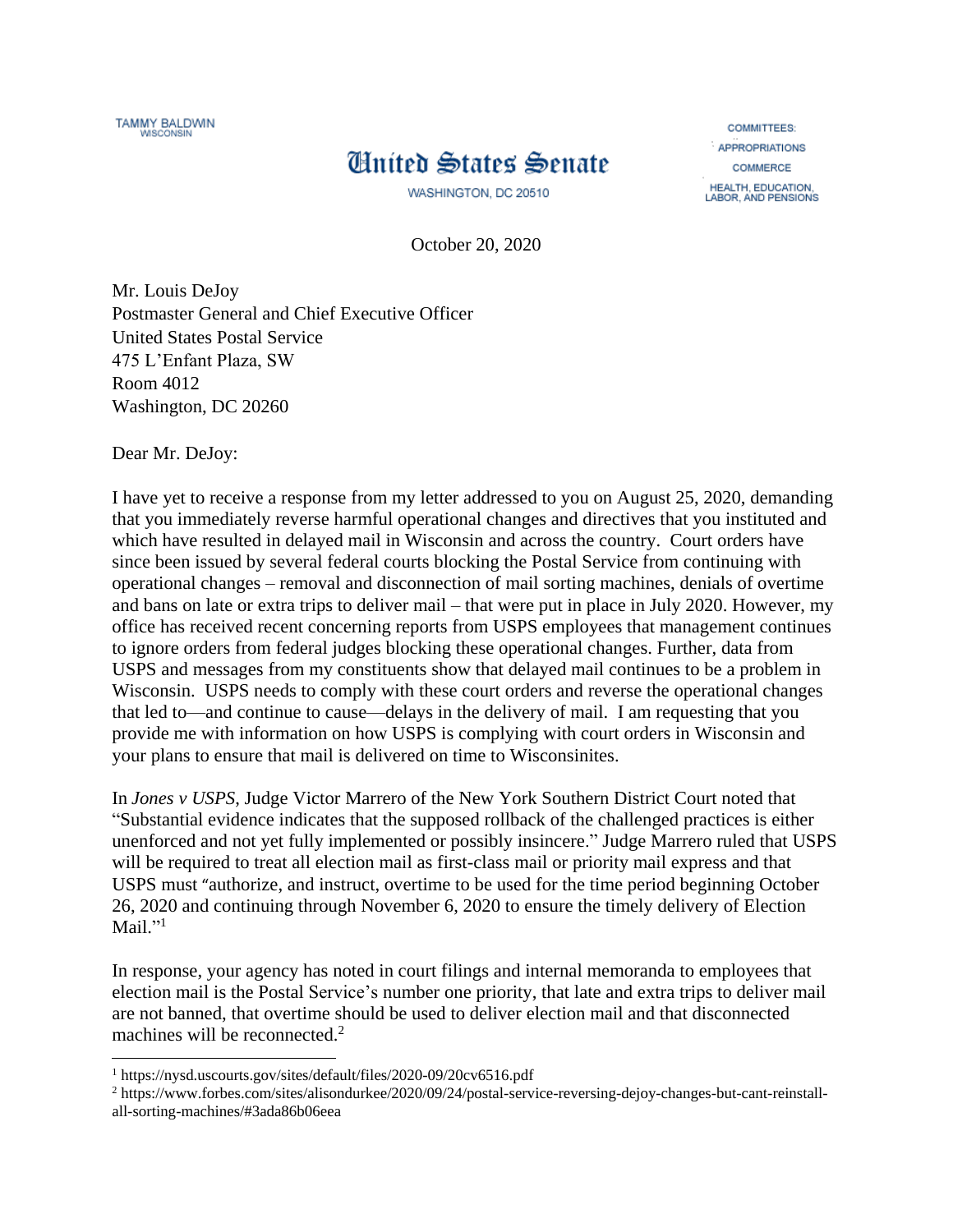TAMMY BALDWIN
WISCONSIN

# United States Senate

WASHINGTON, DC 20510

COMMITTEES:
APPROPRIATIONS
COMMERCE
HEALTH, EDUCATION, LABOR, AND PENSIONS

October 20, 2020

Mr. Louis DeJoy
Postmaster General and Chief Executive Officer
United States Postal Service
475 L'Enfant Plaza, SW
Room 4012
Washington, DC 20260

Dear Mr. DeJoy:

I have yet to receive a response from my letter addressed to you on August 25, 2020, demanding that you immediately reverse harmful operational changes and directives that you instituted and which have resulted in delayed mail in Wisconsin and across the country. Court orders have since been issued by several federal courts blocking the Postal Service from continuing with operational changes – removal and disconnection of mail sorting machines, denials of overtime and bans on late or extra trips to deliver mail – that were put in place in July 2020. However, my office has received recent concerning reports from USPS employees that management continues to ignore orders from federal judges blocking these operational changes. Further, data from USPS and messages from my constituents show that delayed mail continues to be a problem in Wisconsin. USPS needs to comply with these court orders and reverse the operational changes that led to—and continue to cause—delays in the delivery of mail. I am requesting that you provide me with information on how USPS is complying with court orders in Wisconsin and your plans to ensure that mail is delivered on time to Wisconsinites.

In *Jones v USPS,* Judge Victor Marrero of the New York Southern District Court noted that "Substantial evidence indicates that the supposed rollback of the challenged practices is either unenforced and not yet fully implemented or possibly insincere." Judge Marrero ruled that USPS will be required to treat all election mail as first-class mail or priority mail express and that USPS must "authorize, and instruct, overtime to be used for the time period beginning October 26, 2020 and continuing through November 6, 2020 to ensure the timely delivery of Election Mail."[1]

In response, your agency has noted in court filings and internal memoranda to employees that election mail is the Postal Service's number one priority, that late and extra trips to deliver mail are not banned, that overtime should be used to deliver election mail and that disconnected machines will be reconnected.[2]

[1] https://nysd.uscourts.gov/sites/default/files/2020-09/20cv6516.pdf

[2] https://www.forbes.com/sites/alisondurkee/2020/09/24/postal-service-reversing-dejoy-changes-but-cant-reinstall-all-sorting-machines/#3ada86b06eea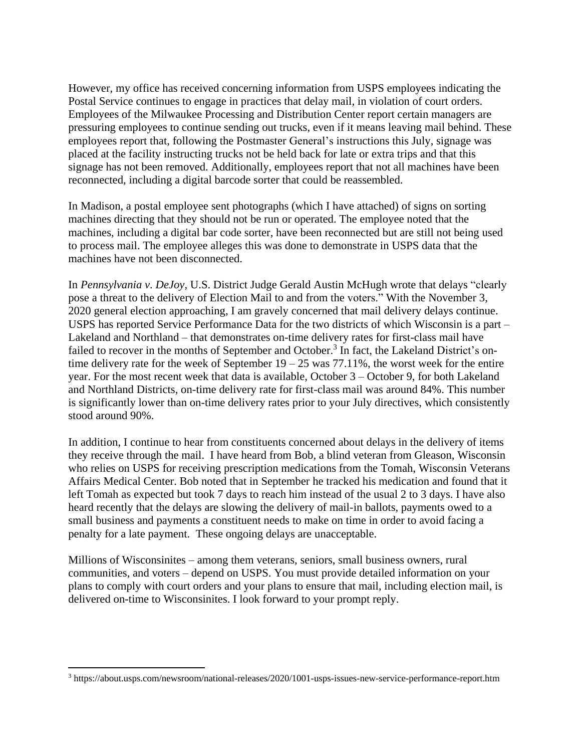However, my office has received concerning information from USPS employees indicating the Postal Service continues to engage in practices that delay mail, in violation of court orders. Employees of the Milwaukee Processing and Distribution Center report certain managers are pressuring employees to continue sending out trucks, even if it means leaving mail behind. These employees report that, following the Postmaster General's instructions this July, signage was placed at the facility instructing trucks not be held back for late or extra trips and that this signage has not been removed. Additionally, employees report that not all machines have been reconnected, including a digital barcode sorter that could be reassembled.

In Madison, a postal employee sent photographs (which I have attached) of signs on sorting machines directing that they should not be run or operated. The employee noted that the machines, including a digital bar code sorter, have been reconnected but are still not being used to process mail. The employee alleges this was done to demonstrate in USPS data that the machines have not been disconnected.

In *Pennsylvania v. DeJoy*, U.S. District Judge Gerald Austin McHugh wrote that delays "clearly pose a threat to the delivery of Election Mail to and from the voters." With the November 3, 2020 general election approaching, I am gravely concerned that mail delivery delays continue. USPS has reported Service Performance Data for the two districts of which Wisconsin is a part – Lakeland and Northland – that demonstrates on-time delivery rates for first-class mail have failed to recover in the months of September and October.[3] In fact, the Lakeland District's on-time delivery rate for the week of September 19 – 25 was 77.11%, the worst week for the entire year. For the most recent week that data is available, October 3 – October 9, for both Lakeland and Northland Districts, on-time delivery rate for first-class mail was around 84%. This number is significantly lower than on-time delivery rates prior to your July directives, which consistently stood around 90%.

In addition, I continue to hear from constituents concerned about delays in the delivery of items they receive through the mail. I have heard from Bob, a blind veteran from Gleason, Wisconsin who relies on USPS for receiving prescription medications from the Tomah, Wisconsin Veterans Affairs Medical Center. Bob noted that in September he tracked his medication and found that it left Tomah as expected but took 7 days to reach him instead of the usual 2 to 3 days. I have also heard recently that the delays are slowing the delivery of mail-in ballots, payments owed to a small business and payments a constituent needs to make on time in order to avoid facing a penalty for a late payment. These ongoing delays are unacceptable.

Millions of Wisconsinites – among them veterans, seniors, small business owners, rural communities, and voters – depend on USPS. You must provide detailed information on your plans to comply with court orders and your plans to ensure that mail, including election mail, is delivered on-time to Wisconsinites. I look forward to your prompt reply.

---

[3] https://about.usps.com/newsroom/national-releases/2020/1001-usps-issues-new-service-performance-report.htm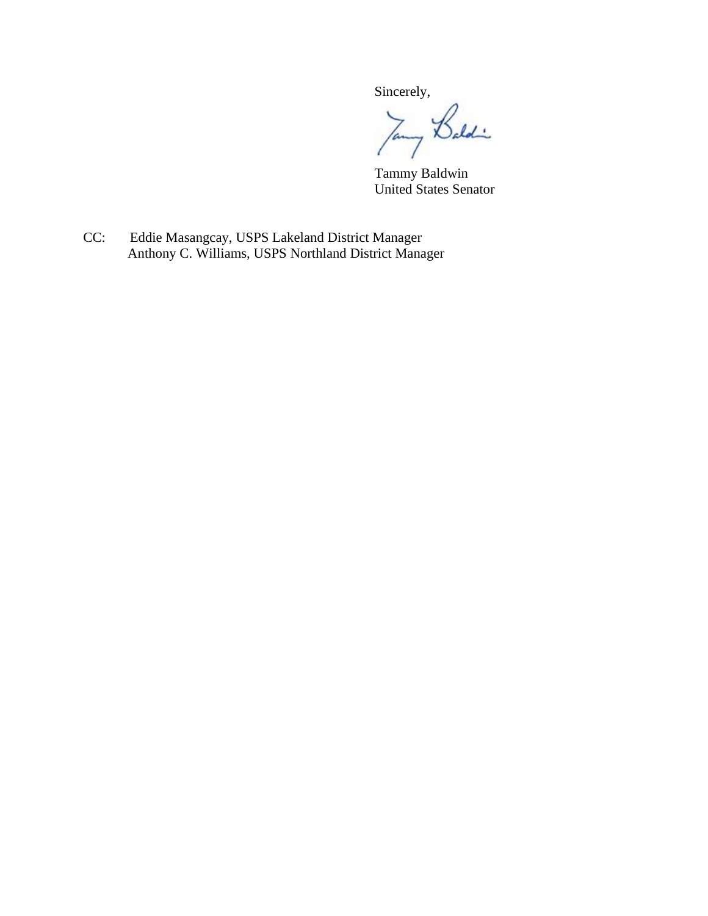Sincerely,

Tammy Baldwin
United States Senator

CC: Eddie Masangcay, USPS Lakeland District Manager
Anthony C. Williams, USPS Northland District Manager